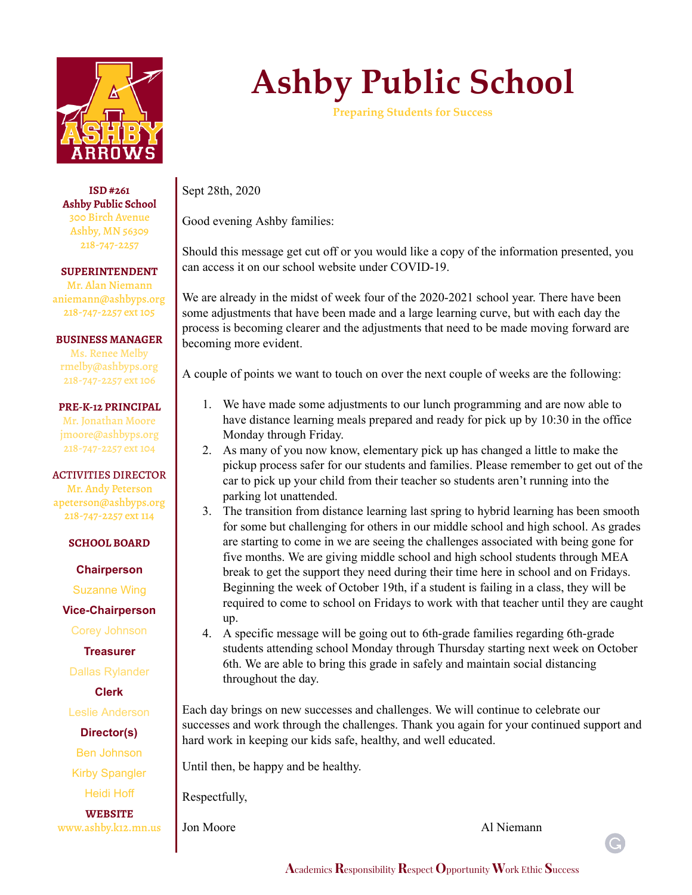# Ashby Public School

**Preparing Students for Success**

**ISD #261**
**Ashby Public School**
300 Birch Avenue
Ashby, MN 56309
218-747-2257

**SUPERINTENDENT**
Mr. Alan Niemann
aniemann@ashbyps.org
218-747-2257 ext 105

**BUSINESS MANAGER**
Ms. Renee Melby
rmelby@ashbyps.org
218-747-2257 ext 106

**PRE-K-12 PRINCIPAL**
Mr. Jonathan Moore
jmoore@ashbyps.org
218-747-2257 ext 104

**ACTIVITIES DIRECTOR**
Mr. Andy Peterson
apeterson@ashbyps.org
218-747-2257 ext 114

**SCHOOL BOARD**

**Chairperson**
Suzanne Wing

**Vice-Chairperson**
Corey Johnson

**Treasurer**
Dallas Rylander

**Clerk**
Leslie Anderson

**Director(s)**
Ben Johnson
Kirby Spangler
Heidi Hoff

**WEBSITE**
www.ashby.k12.mn.us

Sept 28th, 2020

Good evening Ashby families:

Should this message get cut off or you would like a copy of the information presented, you can access it on our school website under COVID-19.

We are already in the midst of week four of the 2020-2021 school year. There have been some adjustments that have been made and a large learning curve, but with each day the process is becoming clearer and the adjustments that need to be made moving forward are becoming more evident.

A couple of points we want to touch on over the next couple of weeks are the following:

1. We have made some adjustments to our lunch programming and are now able to have distance learning meals prepared and ready for pick up by 10:30 in the office Monday through Friday.
2. As many of you now know, elementary pick up has changed a little to make the pickup process safer for our students and families. Please remember to get out of the car to pick up your child from their teacher so students aren't running into the parking lot unattended.
3. The transition from distance learning last spring to hybrid learning has been smooth for some but challenging for others in our middle school and high school. As grades are starting to come in we are seeing the challenges associated with being gone for five months. We are giving middle school and high school students through MEA break to get the support they need during their time here in school and on Fridays. Beginning the week of October 19th, if a student is failing in a class, they will be required to come to school on Fridays to work with that teacher until they are caught up.
4. A specific message will be going out to 6th-grade families regarding 6th-grade students attending school Monday through Thursday starting next week on October 6th. We are able to bring this grade in safely and maintain social distancing throughout the day.

Each day brings on new successes and challenges. We will continue to celebrate our successes and work through the challenges. Thank you again for your continued support and hard work in keeping our kids safe, healthy, and well educated.

Until then, be happy and be healthy.

Respectfully,

Jon Moore　　　　　　　　　　Al Niemann

Academics Responsibility Respect Opportunity Work Ethic Success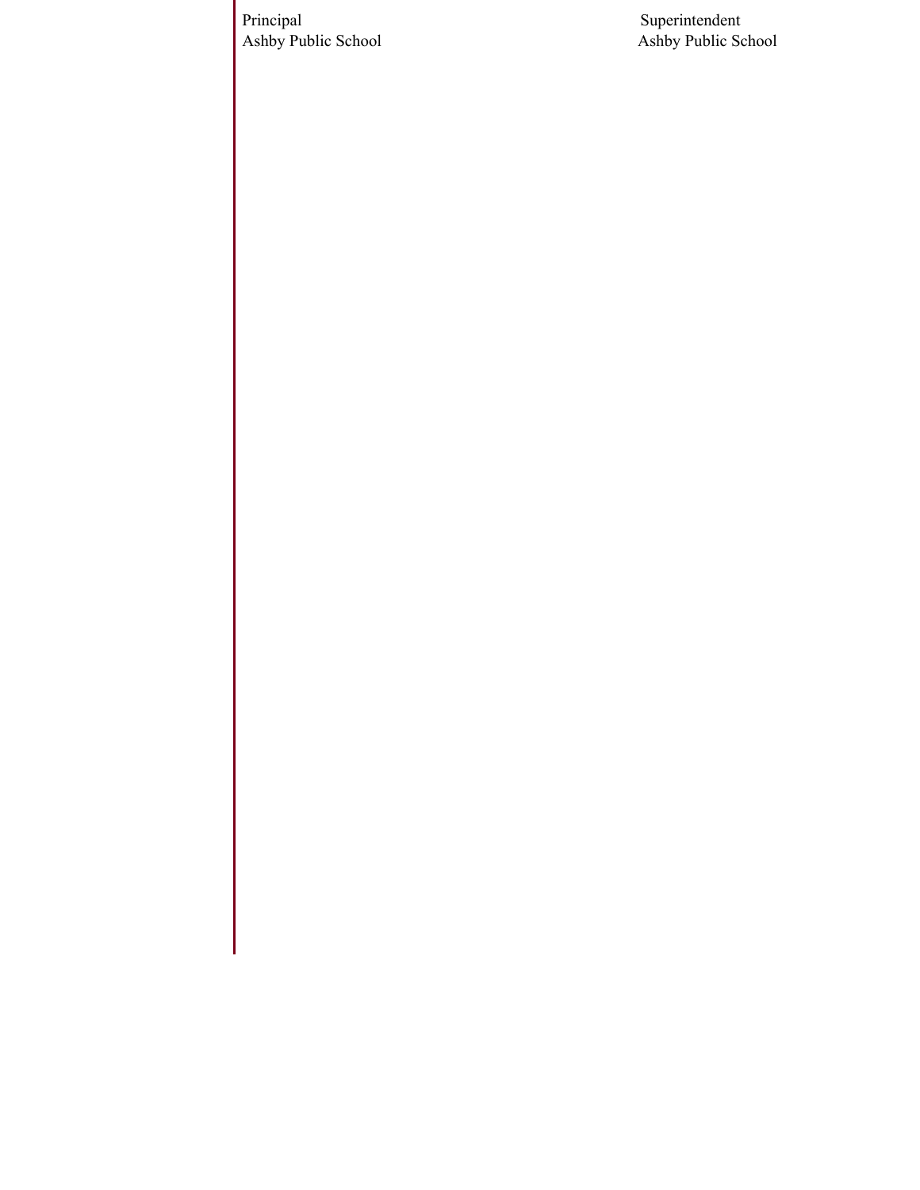Principal
Ashby Public School

Superintendent
Ashby Public School